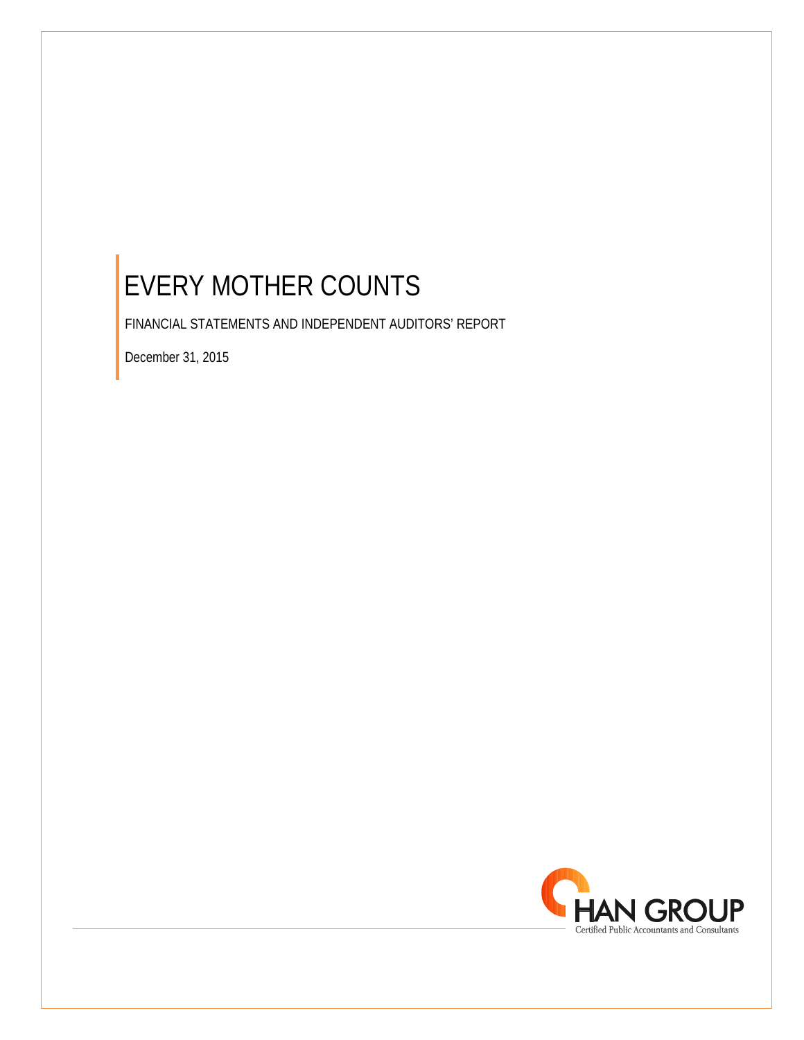# EVERY MOTHER COUNTS

FINANCIAL STATEMENTS AND INDEPENDENT AUDITORS' REPORT

December 31, 2015

HAN GROUP

Certified Public Accountants and Consultants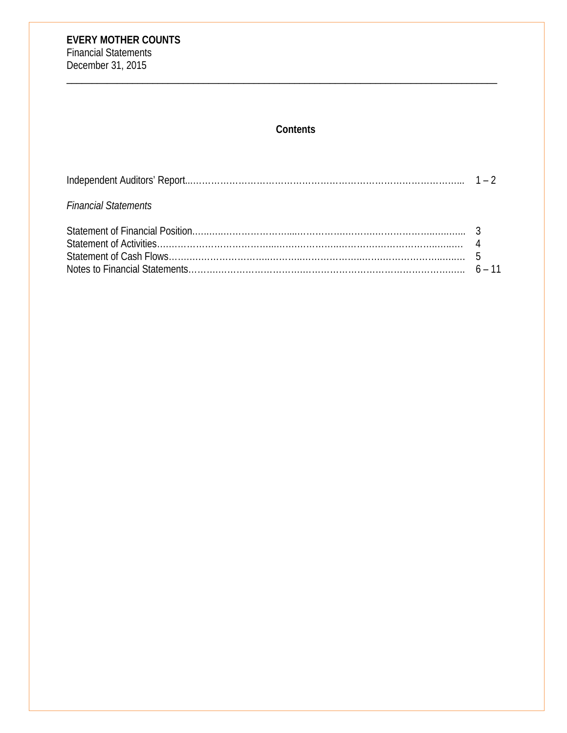**EVERY MOTHER COUNTS**
Financial Statements
December 31, 2015

---

## Contents

| | |
|---|---|
| Independent Auditors' Report | 1 – 2 |
| *Financial Statements* | |
| Statement of Financial Position | 3 |
| Statement of Activities | 4 |
| Statement of Cash Flows | 5 |
| Notes to Financial Statements | 6 – 11 |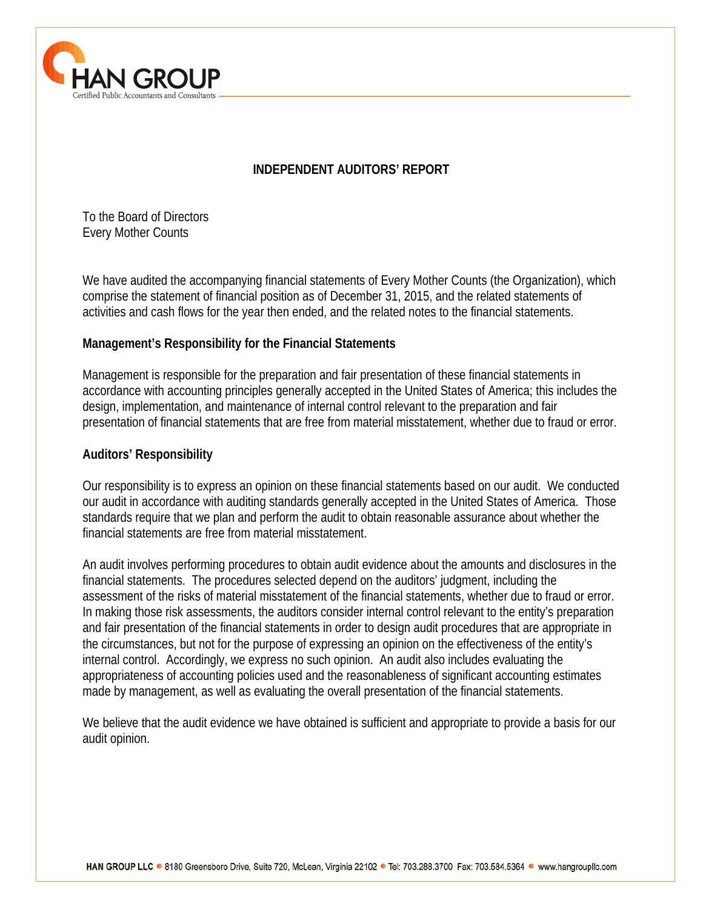## INDEPENDENT AUDITORS' REPORT

To the Board of Directors
Every Mother Counts

We have audited the accompanying financial statements of Every Mother Counts (the Organization), which comprise the statement of financial position as of December 31, 2015, and the related statements of activities and cash flows for the year then ended, and the related notes to the financial statements.

### Management's Responsibility for the Financial Statements

Management is responsible for the preparation and fair presentation of these financial statements in accordance with accounting principles generally accepted in the United States of America; this includes the design, implementation, and maintenance of internal control relevant to the preparation and fair presentation of financial statements that are free from material misstatement, whether due to fraud or error.

### Auditors' Responsibility

Our responsibility is to express an opinion on these financial statements based on our audit. We conducted our audit in accordance with auditing standards generally accepted in the United States of America. Those standards require that we plan and perform the audit to obtain reasonable assurance about whether the financial statements are free from material misstatement.

An audit involves performing procedures to obtain audit evidence about the amounts and disclosures in the financial statements. The procedures selected depend on the auditors' judgment, including the assessment of the risks of material misstatement of the financial statements, whether due to fraud or error. In making those risk assessments, the auditors consider internal control relevant to the entity's preparation and fair presentation of the financial statements in order to design audit procedures that are appropriate in the circumstances, but not for the purpose of expressing an opinion on the effectiveness of the entity's internal control. Accordingly, we express no such opinion. An audit also includes evaluating the appropriateness of accounting policies used and the reasonableness of significant accounting estimates made by management, as well as evaluating the overall presentation of the financial statements.

We believe that the audit evidence we have obtained is sufficient and appropriate to provide a basis for our audit opinion.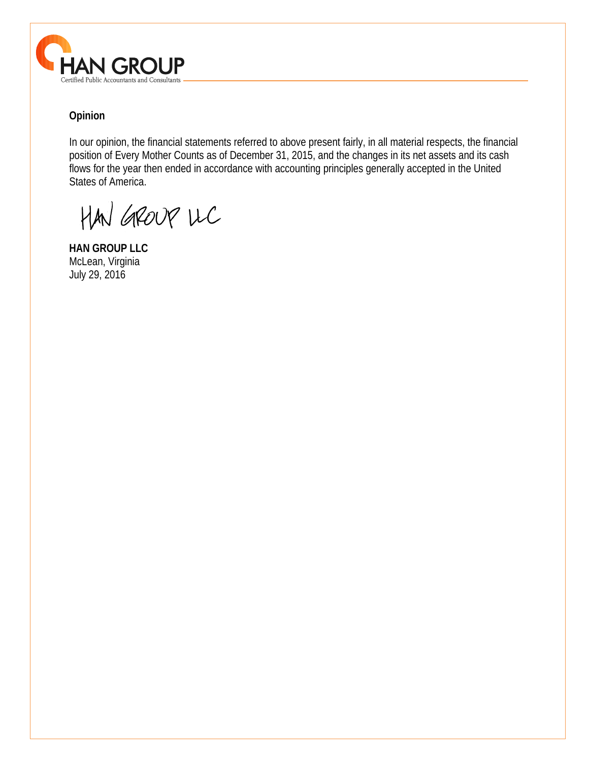## Opinion

In our opinion, the financial statements referred to above present fairly, in all material respects, the financial position of Every Mother Counts as of December 31, 2015, and the changes in its net assets and its cash flows for the year then ended in accordance with accounting principles generally accepted in the United States of America.

HAN GROUP LLC

**HAN GROUP LLC**
McLean, Virginia
July 29, 2016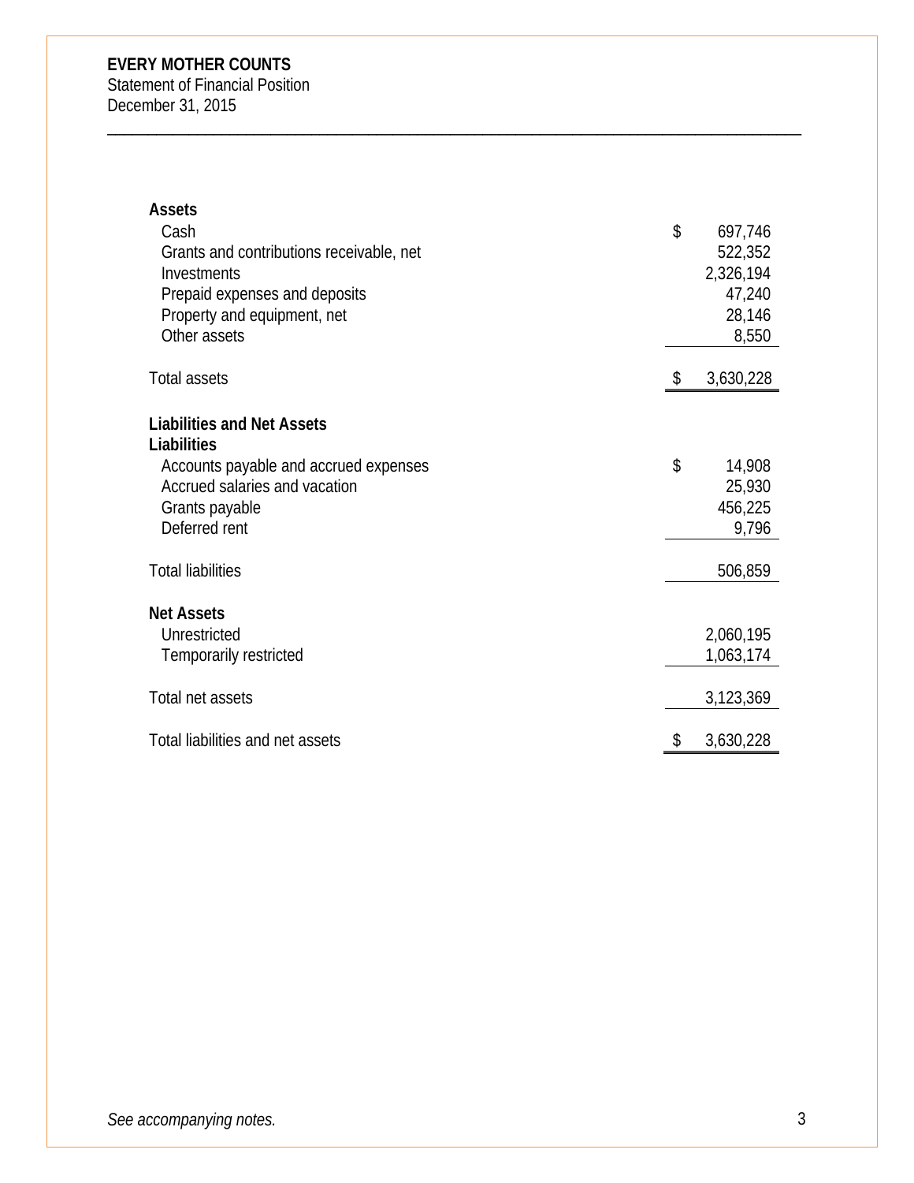**EVERY MOTHER COUNTS**
Statement of Financial Position
December 31, 2015

| | |
|---|---|
| **Assets** | |
| Cash | $ 697,746 |
| Grants and contributions receivable, net | 522,352 |
| Investments | 2,326,194 |
| Prepaid expenses and deposits | 47,240 |
| Property and equipment, net | 28,146 |
| Other assets | 8,550 |
| Total assets | $ 3,630,228 |
| **Liabilities and Net Assets** | |
| **Liabilities** | |
| Accounts payable and accrued expenses | $ 14,908 |
| Accrued salaries and vacation | 25,930 |
| Grants payable | 456,225 |
| Deferred rent | 9,796 |
| Total liabilities | 506,859 |
| **Net Assets** | |
| Unrestricted | 2,060,195 |
| Temporarily restricted | 1,063,174 |
| Total net assets | 3,123,369 |
| Total liabilities and net assets | $ 3,630,228 |

*See accompanying notes.*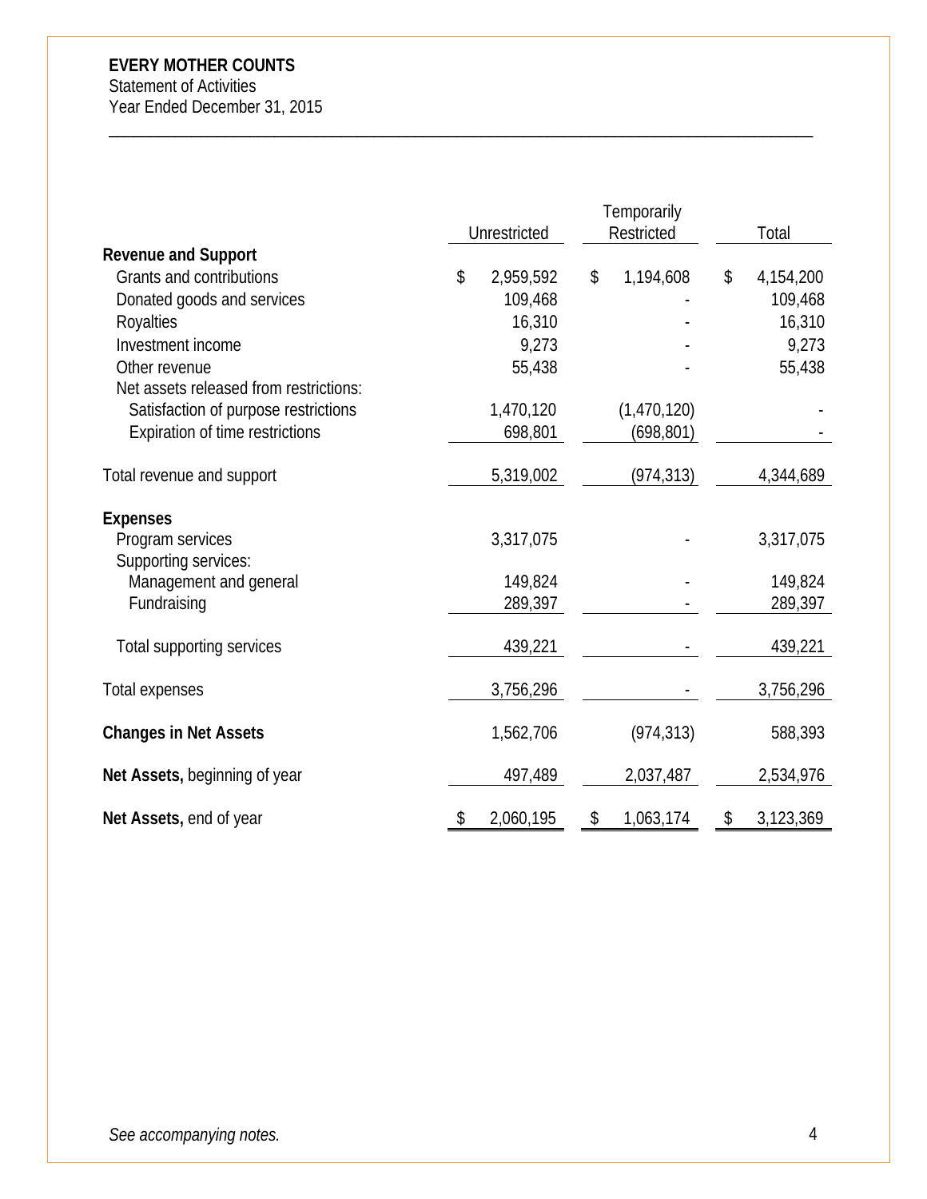**EVERY MOTHER COUNTS**
Statement of Activities
Year Ended December 31, 2015

| | Unrestricted | Temporarily Restricted | Total |
|---|---|---|---|
| **Revenue and Support** | | | |
| Grants and contributions | $ 2,959,592 | $ 1,194,608 | $ 4,154,200 |
| Donated goods and services | 109,468 | - | 109,468 |
| Royalties | 16,310 | - | 16,310 |
| Investment income | 9,273 | - | 9,273 |
| Other revenue | 55,438 | - | 55,438 |
| Net assets released from restrictions: | | | |
| Satisfaction of purpose restrictions | 1,470,120 | (1,470,120) | - |
| Expiration of time restrictions | 698,801 | (698,801) | - |
| Total revenue and support | 5,319,002 | (974,313) | 4,344,689 |
| **Expenses** | | | |
| Program services | 3,317,075 | - | 3,317,075 |
| Supporting services: | | | |
| Management and general | 149,824 | - | 149,824 |
| Fundraising | 289,397 | - | 289,397 |
| Total supporting services | 439,221 | - | 439,221 |
| Total expenses | 3,756,296 | - | 3,756,296 |
| **Changes in Net Assets** | 1,562,706 | (974,313) | 588,393 |
| **Net Assets,** beginning of year | 497,489 | 2,037,487 | 2,534,976 |
| **Net Assets,** end of year | $ 2,060,195 | $ 1,063,174 | $ 3,123,369 |

*See accompanying notes.*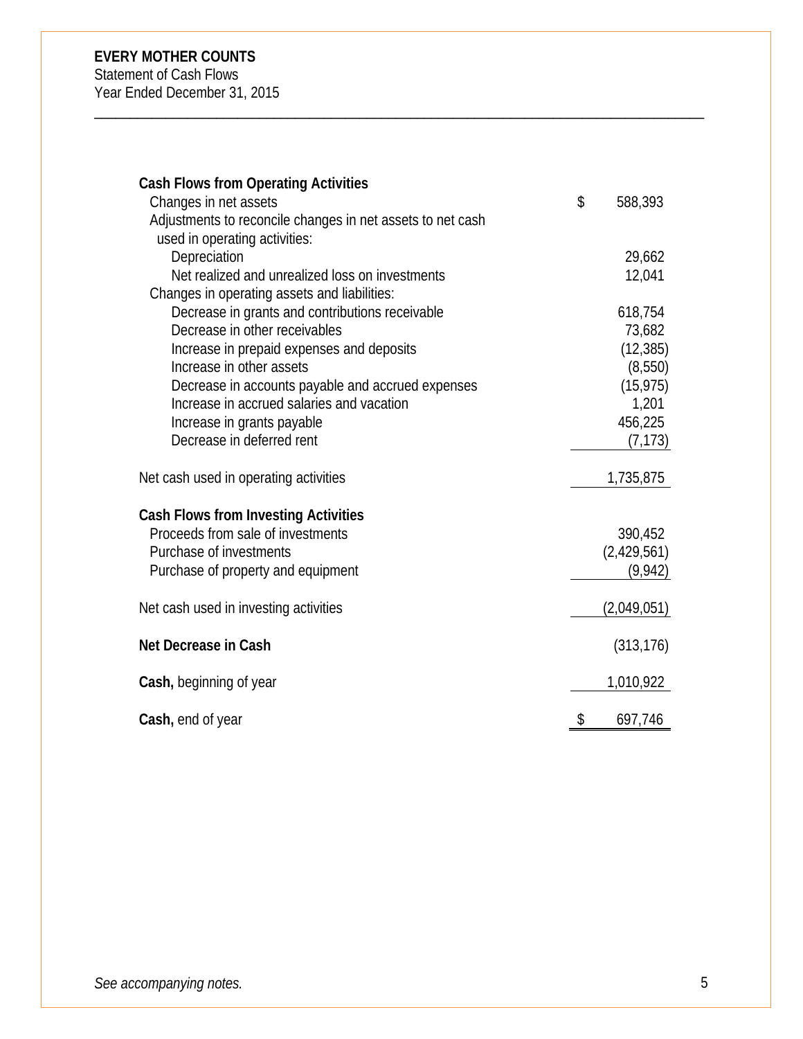**EVERY MOTHER COUNTS**
Statement of Cash Flows
Year Ended December 31, 2015

| | |
|---|---|
| **Cash Flows from Operating Activities** | |
| Changes in net assets | $ 588,393 |
| Adjustments to reconcile changes in net assets to net cash used in operating activities: | |
| Depreciation | 29,662 |
| Net realized and unrealized loss on investments | 12,041 |
| Changes in operating assets and liabilities: | |
| Decrease in grants and contributions receivable | 618,754 |
| Decrease in other receivables | 73,682 |
| Increase in prepaid expenses and deposits | (12,385) |
| Increase in other assets | (8,550) |
| Decrease in accounts payable and accrued expenses | (15,975) |
| Increase in accrued salaries and vacation | 1,201 |
| Increase in grants payable | 456,225 |
| Decrease in deferred rent | (7,173) |
| Net cash used in operating activities | 1,735,875 |
| **Cash Flows from Investing Activities** | |
| Proceeds from sale of investments | 390,452 |
| Purchase of investments | (2,429,561) |
| Purchase of property and equipment | (9,942) |
| Net cash used in investing activities | (2,049,051) |
| **Net Decrease in Cash** | (313,176) |
| **Cash,** beginning of year | 1,010,922 |
| **Cash,** end of year | $ 697,746 |

*See accompanying notes.*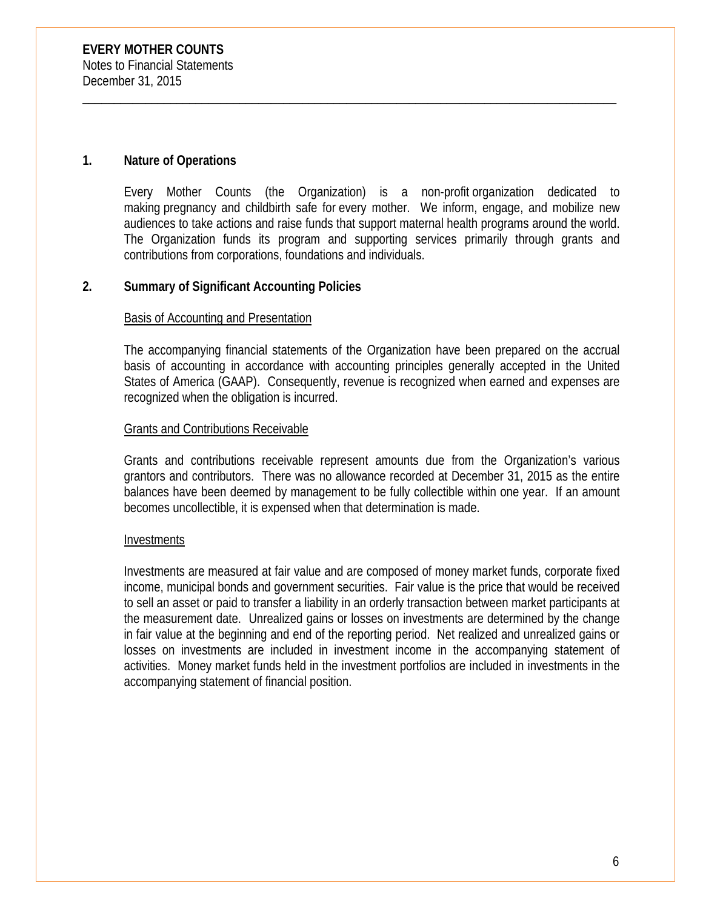**EVERY MOTHER COUNTS**
Notes to Financial Statements
December 31, 2015

## 1. Nature of Operations

Every Mother Counts (the Organization) is a non-profit organization dedicated to making pregnancy and childbirth safe for every mother. We inform, engage, and mobilize new audiences to take actions and raise funds that support maternal health programs around the world. The Organization funds its program and supporting services primarily through grants and contributions from corporations, foundations and individuals.

## 2. Summary of Significant Accounting Policies

### Basis of Accounting and Presentation

The accompanying financial statements of the Organization have been prepared on the accrual basis of accounting in accordance with accounting principles generally accepted in the United States of America (GAAP). Consequently, revenue is recognized when earned and expenses are recognized when the obligation is incurred.

### Grants and Contributions Receivable

Grants and contributions receivable represent amounts due from the Organization's various grantors and contributors. There was no allowance recorded at December 31, 2015 as the entire balances have been deemed by management to be fully collectible within one year. If an amount becomes uncollectible, it is expensed when that determination is made.

### Investments

Investments are measured at fair value and are composed of money market funds, corporate fixed income, municipal bonds and government securities. Fair value is the price that would be received to sell an asset or paid to transfer a liability in an orderly transaction between market participants at the measurement date. Unrealized gains or losses on investments are determined by the change in fair value at the beginning and end of the reporting period. Net realized and unrealized gains or losses on investments are included in investment income in the accompanying statement of activities. Money market funds held in the investment portfolios are included in investments in the accompanying statement of financial position.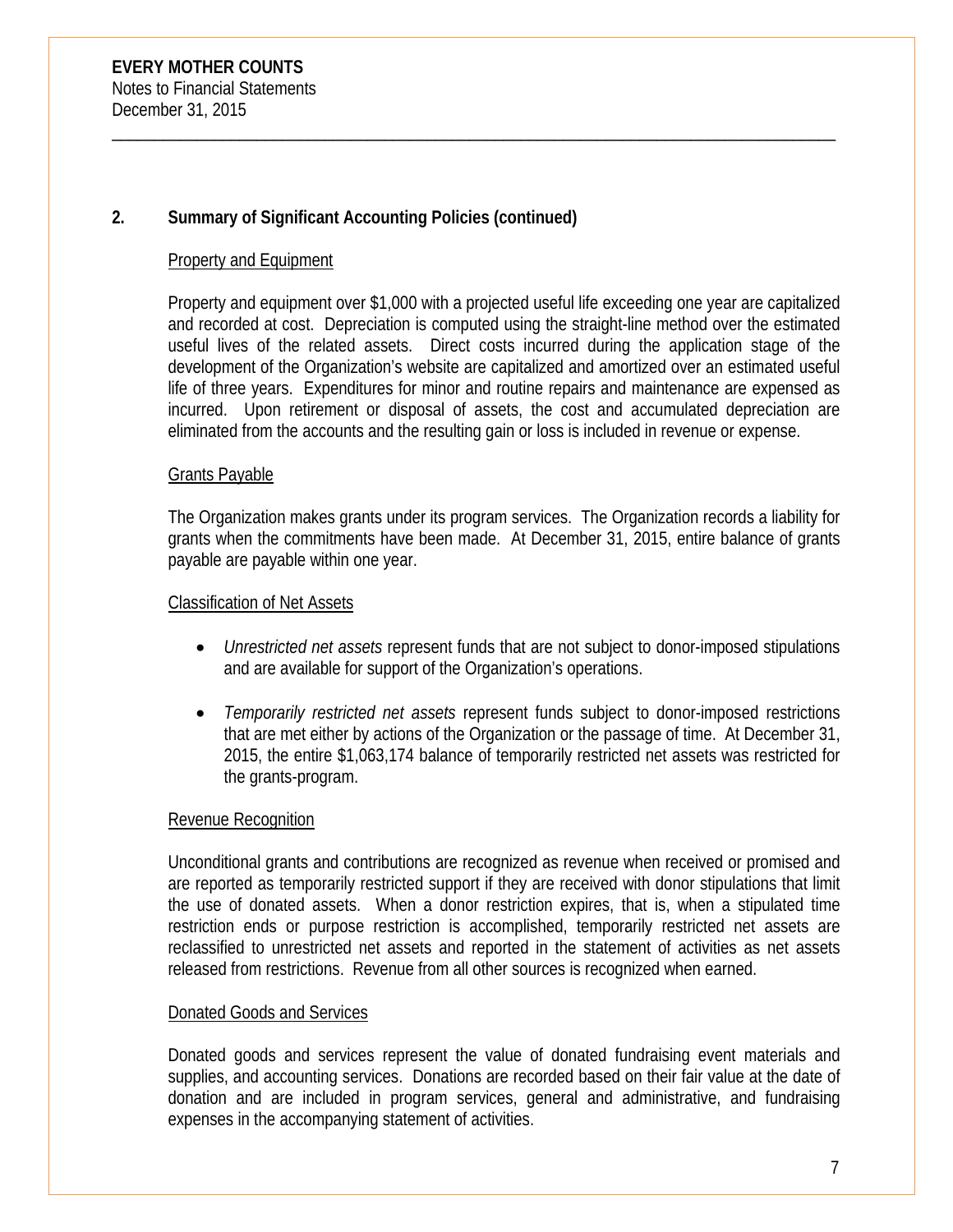## 2. Summary of Significant Accounting Policies (continued)

### Property and Equipment

Property and equipment over $1,000 with a projected useful life exceeding one year are capitalized and recorded at cost. Depreciation is computed using the straight-line method over the estimated useful lives of the related assets. Direct costs incurred during the application stage of the development of the Organization's website are capitalized and amortized over an estimated useful life of three years. Expenditures for minor and routine repairs and maintenance are expensed as incurred. Upon retirement or disposal of assets, the cost and accumulated depreciation are eliminated from the accounts and the resulting gain or loss is included in revenue or expense.

### Grants Payable

The Organization makes grants under its program services. The Organization records a liability for grants when the commitments have been made. At December 31, 2015, entire balance of grants payable are payable within one year.

### Classification of Net Assets

- *Unrestricted net assets* represent funds that are not subject to donor-imposed stipulations and are available for support of the Organization's operations.

- *Temporarily restricted net assets* represent funds subject to donor-imposed restrictions that are met either by actions of the Organization or the passage of time. At December 31, 2015, the entire $1,063,174 balance of temporarily restricted net assets was restricted for the grants-program.

### Revenue Recognition

Unconditional grants and contributions are recognized as revenue when received or promised and are reported as temporarily restricted support if they are received with donor stipulations that limit the use of donated assets. When a donor restriction expires, that is, when a stipulated time restriction ends or purpose restriction is accomplished, temporarily restricted net assets are reclassified to unrestricted net assets and reported in the statement of activities as net assets released from restrictions. Revenue from all other sources is recognized when earned.

### Donated Goods and Services

Donated goods and services represent the value of donated fundraising event materials and supplies, and accounting services. Donations are recorded based on their fair value at the date of donation and are included in program services, general and administrative, and fundraising expenses in the accompanying statement of activities.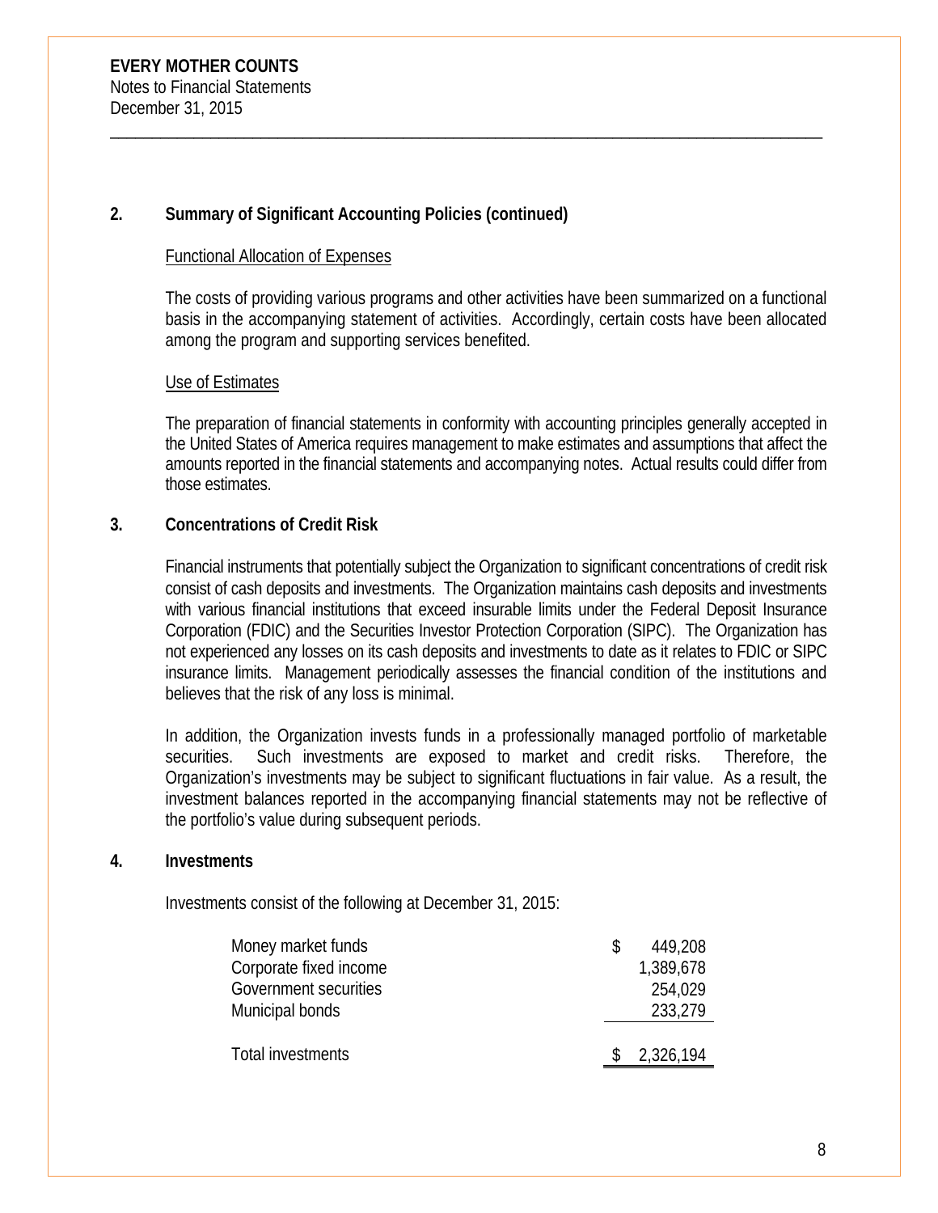**EVERY MOTHER COUNTS**
Notes to Financial Statements
December 31, 2015

## 2. Summary of Significant Accounting Policies (continued)

Functional Allocation of Expenses

The costs of providing various programs and other activities have been summarized on a functional basis in the accompanying statement of activities. Accordingly, certain costs have been allocated among the program and supporting services benefited.

Use of Estimates

The preparation of financial statements in conformity with accounting principles generally accepted in the United States of America requires management to make estimates and assumptions that affect the amounts reported in the financial statements and accompanying notes. Actual results could differ from those estimates.

## 3. Concentrations of Credit Risk

Financial instruments that potentially subject the Organization to significant concentrations of credit risk consist of cash deposits and investments. The Organization maintains cash deposits and investments with various financial institutions that exceed insurable limits under the Federal Deposit Insurance Corporation (FDIC) and the Securities Investor Protection Corporation (SIPC). The Organization has not experienced any losses on its cash deposits and investments to date as it relates to FDIC or SIPC insurance limits. Management periodically assesses the financial condition of the institutions and believes that the risk of any loss is minimal.

In addition, the Organization invests funds in a professionally managed portfolio of marketable securities. Such investments are exposed to market and credit risks. Therefore, the Organization's investments may be subject to significant fluctuations in fair value. As a result, the investment balances reported in the accompanying financial statements may not be reflective of the portfolio's value during subsequent periods.

## 4. Investments

Investments consist of the following at December 31, 2015:

| | |
|---|---|
| Money market funds | $ 449,208 |
| Corporate fixed income | 1,389,678 |
| Government securities | 254,029 |
| Municipal bonds | 233,279 |
| Total investments | $ 2,326,194 |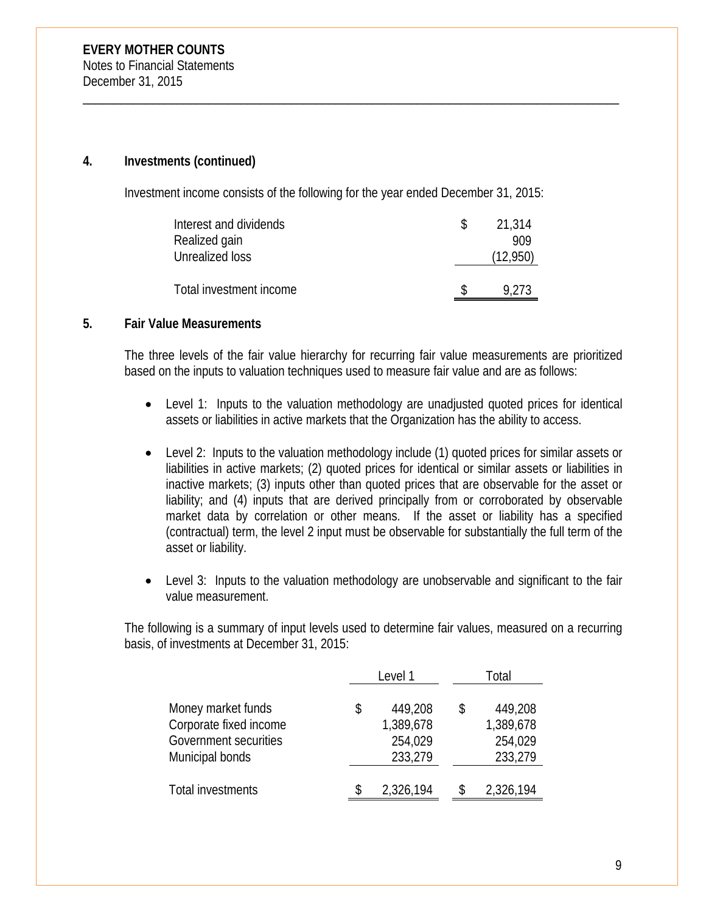**EVERY MOTHER COUNTS**
Notes to Financial Statements
December 31, 2015

## 4. Investments (continued)

Investment income consists of the following for the year ended December 31, 2015:

| | |
|---|---|
| Interest and dividends | $ 21,314 |
| Realized gain | 909 |
| Unrealized loss | (12,950) |
| Total investment income | $ 9,273 |

## 5. Fair Value Measurements

The three levels of the fair value hierarchy for recurring fair value measurements are prioritized based on the inputs to valuation techniques used to measure fair value and are as follows:

- Level 1: Inputs to the valuation methodology are unadjusted quoted prices for identical assets or liabilities in active markets that the Organization has the ability to access.
- Level 2: Inputs to the valuation methodology include (1) quoted prices for similar assets or liabilities in active markets; (2) quoted prices for identical or similar assets or liabilities in inactive markets; (3) inputs other than quoted prices that are observable for the asset or liability; and (4) inputs that are derived principally from or corroborated by observable market data by correlation or other means. If the asset or liability has a specified (contractual) term, the level 2 input must be observable for substantially the full term of the asset or liability.
- Level 3: Inputs to the valuation methodology are unobservable and significant to the fair value measurement.

The following is a summary of input levels used to determine fair values, measured on a recurring basis, of investments at December 31, 2015:

| | Level 1 | Total |
|---|---|---|
| Money market funds | $ 449,208 | $ 449,208 |
| Corporate fixed income | 1,389,678 | 1,389,678 |
| Government securities | 254,029 | 254,029 |
| Municipal bonds | 233,279 | 233,279 |
| Total investments | $ 2,326,194 | $ 2,326,194 |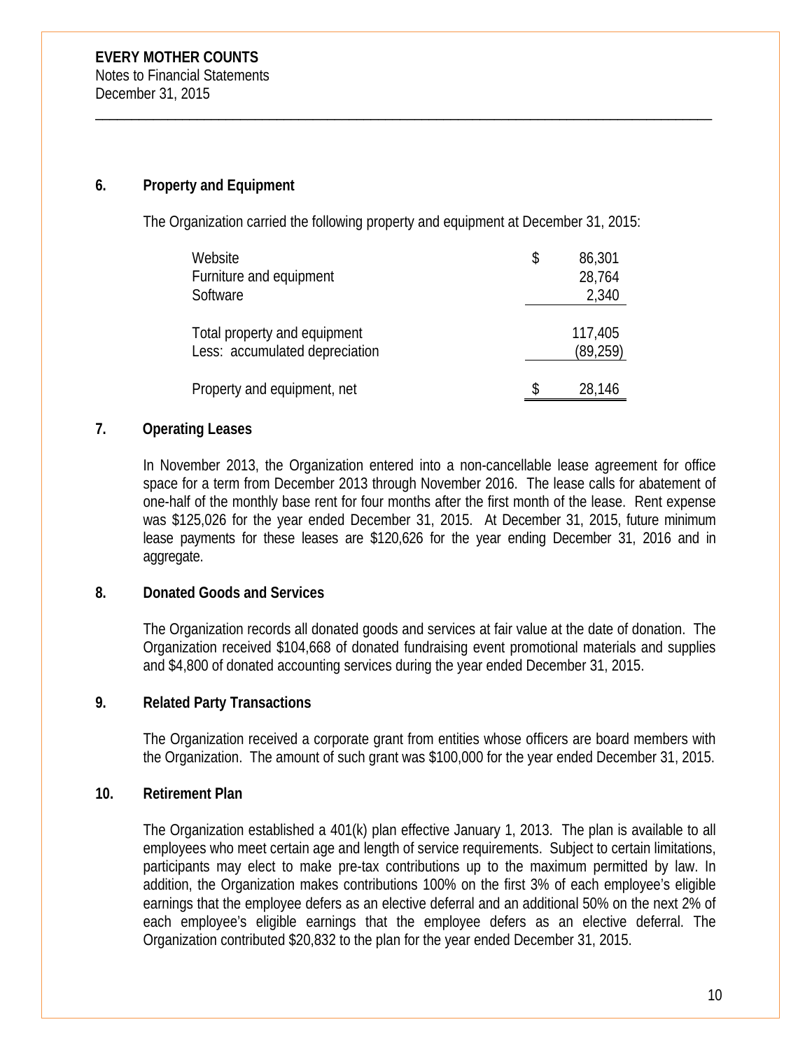**EVERY MOTHER COUNTS**
Notes to Financial Statements
December 31, 2015

## 6. Property and Equipment

The Organization carried the following property and equipment at December 31, 2015:

| | |
|---|---|
| Website | $ 86,301 |
| Furniture and equipment | 28,764 |
| Software | 2,340 |
| Total property and equipment | 117,405 |
| Less: accumulated depreciation | (89,259) |
| Property and equipment, net | $ 28,146 |

## 7. Operating Leases

In November 2013, the Organization entered into a non-cancellable lease agreement for office space for a term from December 2013 through November 2016. The lease calls for abatement of one-half of the monthly base rent for four months after the first month of the lease. Rent expense was $125,026 for the year ended December 31, 2015. At December 31, 2015, future minimum lease payments for these leases are $120,626 for the year ending December 31, 2016 and in aggregate.

## 8. Donated Goods and Services

The Organization records all donated goods and services at fair value at the date of donation. The Organization received $104,668 of donated fundraising event promotional materials and supplies and $4,800 of donated accounting services during the year ended December 31, 2015.

## 9. Related Party Transactions

The Organization received a corporate grant from entities whose officers are board members with the Organization. The amount of such grant was $100,000 for the year ended December 31, 2015.

## 10. Retirement Plan

The Organization established a 401(k) plan effective January 1, 2013. The plan is available to all employees who meet certain age and length of service requirements. Subject to certain limitations, participants may elect to make pre-tax contributions up to the maximum permitted by law. In addition, the Organization makes contributions 100% on the first 3% of each employee's eligible earnings that the employee defers as an elective deferral and an additional 50% on the next 2% of each employee's eligible earnings that the employee defers as an elective deferral. The Organization contributed $20,832 to the plan for the year ended December 31, 2015.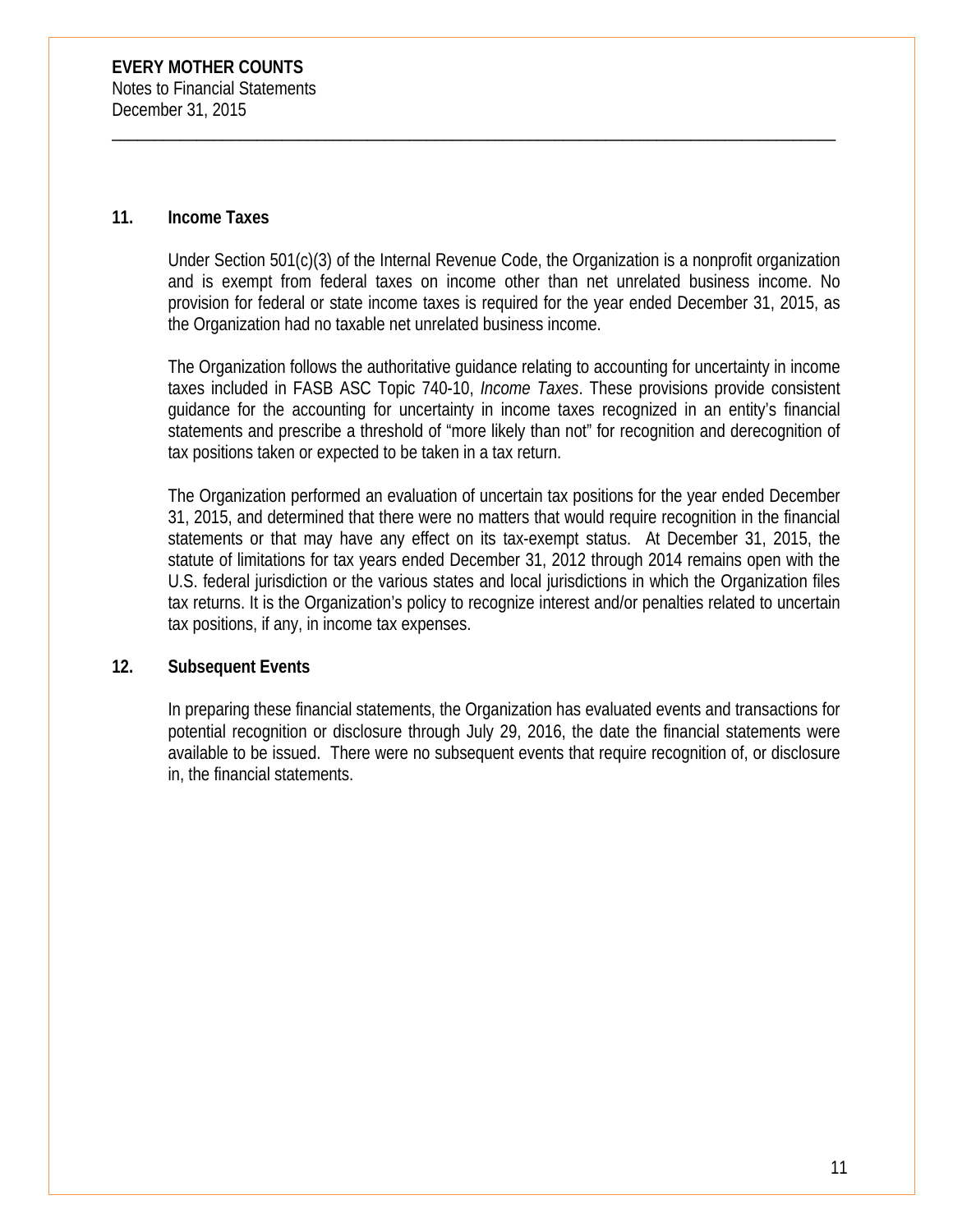## 11. Income Taxes

Under Section 501(c)(3) of the Internal Revenue Code, the Organization is a nonprofit organization and is exempt from federal taxes on income other than net unrelated business income. No provision for federal or state income taxes is required for the year ended December 31, 2015, as the Organization had no taxable net unrelated business income.

The Organization follows the authoritative guidance relating to accounting for uncertainty in income taxes included in FASB ASC Topic 740-10, *Income Taxes*. These provisions provide consistent guidance for the accounting for uncertainty in income taxes recognized in an entity's financial statements and prescribe a threshold of "more likely than not" for recognition and derecognition of tax positions taken or expected to be taken in a tax return.

The Organization performed an evaluation of uncertain tax positions for the year ended December 31, 2015, and determined that there were no matters that would require recognition in the financial statements or that may have any effect on its tax-exempt status. At December 31, 2015, the statute of limitations for tax years ended December 31, 2012 through 2014 remains open with the U.S. federal jurisdiction or the various states and local jurisdictions in which the Organization files tax returns. It is the Organization's policy to recognize interest and/or penalties related to uncertain tax positions, if any, in income tax expenses.

## 12. Subsequent Events

In preparing these financial statements, the Organization has evaluated events and transactions for potential recognition or disclosure through July 29, 2016, the date the financial statements were available to be issued. There were no subsequent events that require recognition of, or disclosure in, the financial statements.